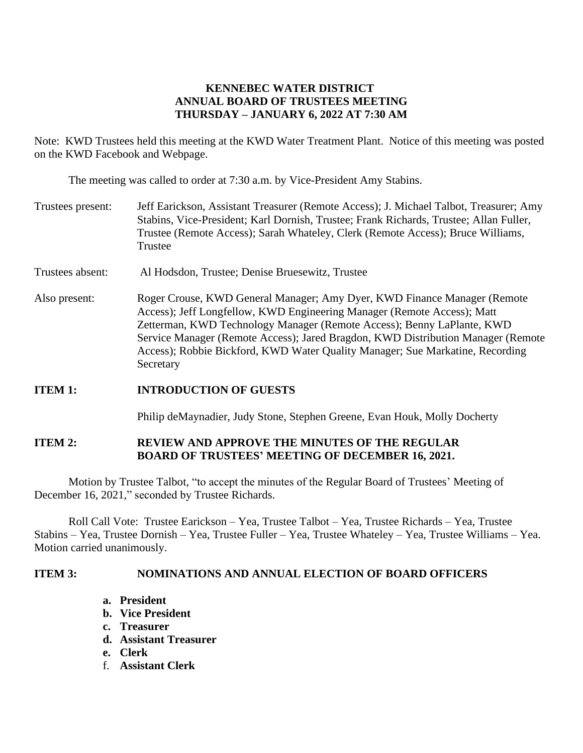**KENNEBEC WATER DISTRICT**
**ANNUAL BOARD OF TRUSTEES MEETING**
**THURSDAY – JANUARY 6, 2022 AT 7:30 AM**

Note: KWD Trustees held this meeting at the KWD Water Treatment Plant. Notice of this meeting was posted on the KWD Facebook and Webpage.

The meeting was called to order at 7:30 a.m. by Vice-President Amy Stabins.

Trustees present: Jeff Earickson, Assistant Treasurer (Remote Access); J. Michael Talbot, Treasurer; Amy Stabins, Vice-President; Karl Dornish, Trustee; Frank Richards, Trustee; Allan Fuller, Trustee (Remote Access); Sarah Whateley, Clerk (Remote Access); Bruce Williams, Trustee

Trustees absent: Al Hodsdon, Trustee; Denise Bruesewitz, Trustee

Also present: Roger Crouse, KWD General Manager; Amy Dyer, KWD Finance Manager (Remote Access); Jeff Longfellow, KWD Engineering Manager (Remote Access); Matt Zetterman, KWD Technology Manager (Remote Access); Benny LaPlante, KWD Service Manager (Remote Access); Jared Bragdon, KWD Distribution Manager (Remote Access); Robbie Bickford, KWD Water Quality Manager; Sue Markatine, Recording Secretary

**ITEM 1: INTRODUCTION OF GUESTS**

Philip deMaynadier, Judy Stone, Stephen Greene, Evan Houk, Molly Docherty

**ITEM 2: REVIEW AND APPROVE THE MINUTES OF THE REGULAR BOARD OF TRUSTEES' MEETING OF DECEMBER 16, 2021.**

Motion by Trustee Talbot, "to accept the minutes of the Regular Board of Trustees' Meeting of December 16, 2021," seconded by Trustee Richards.

Roll Call Vote: Trustee Earickson – Yea, Trustee Talbot – Yea, Trustee Richards – Yea, Trustee Stabins – Yea, Trustee Dornish – Yea, Trustee Fuller – Yea, Trustee Whateley – Yea, Trustee Williams – Yea. Motion carried unanimously.

**ITEM 3: NOMINATIONS AND ANNUAL ELECTION OF BOARD OFFICERS**

a. **President**
b. **Vice President**
c. **Treasurer**
d. **Assistant Treasurer**
e. **Clerk**
f. **Assistant Clerk**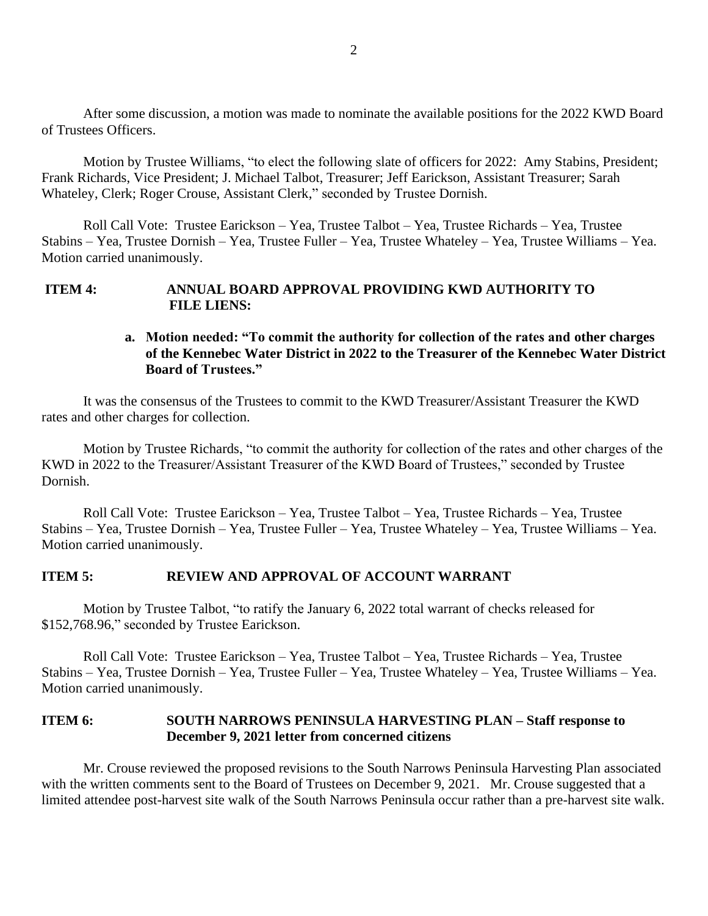After some discussion, a motion was made to nominate the available positions for the 2022 KWD Board of Trustees Officers.

Motion by Trustee Williams, "to elect the following slate of officers for 2022: Amy Stabins, President; Frank Richards, Vice President; J. Michael Talbot, Treasurer; Jeff Earickson, Assistant Treasurer; Sarah Whateley, Clerk; Roger Crouse, Assistant Clerk," seconded by Trustee Dornish.

Roll Call Vote: Trustee Earickson – Yea, Trustee Talbot – Yea, Trustee Richards – Yea, Trustee Stabins – Yea, Trustee Dornish – Yea, Trustee Fuller – Yea, Trustee Whateley – Yea, Trustee Williams – Yea. Motion carried unanimously.

**ITEM 4: ANNUAL BOARD APPROVAL PROVIDING KWD AUTHORITY TO FILE LIENS:**

**a. Motion needed: "To commit the authority for collection of the rates and other charges of the Kennebec Water District in 2022 to the Treasurer of the Kennebec Water District Board of Trustees."**

It was the consensus of the Trustees to commit to the KWD Treasurer/Assistant Treasurer the KWD rates and other charges for collection.

Motion by Trustee Richards, "to commit the authority for collection of the rates and other charges of the KWD in 2022 to the Treasurer/Assistant Treasurer of the KWD Board of Trustees," seconded by Trustee Dornish.

Roll Call Vote: Trustee Earickson – Yea, Trustee Talbot – Yea, Trustee Richards – Yea, Trustee Stabins – Yea, Trustee Dornish – Yea, Trustee Fuller – Yea, Trustee Whateley – Yea, Trustee Williams – Yea. Motion carried unanimously.

**ITEM 5: REVIEW AND APPROVAL OF ACCOUNT WARRANT**

Motion by Trustee Talbot, "to ratify the January 6, 2022 total warrant of checks released for $152,768.96," seconded by Trustee Earickson.

Roll Call Vote: Trustee Earickson – Yea, Trustee Talbot – Yea, Trustee Richards – Yea, Trustee Stabins – Yea, Trustee Dornish – Yea, Trustee Fuller – Yea, Trustee Whateley – Yea, Trustee Williams – Yea. Motion carried unanimously.

**ITEM 6: SOUTH NARROWS PENINSULA HARVESTING PLAN – Staff response to December 9, 2021 letter from concerned citizens**

Mr. Crouse reviewed the proposed revisions to the South Narrows Peninsula Harvesting Plan associated with the written comments sent to the Board of Trustees on December 9, 2021. Mr. Crouse suggested that a limited attendee post-harvest site walk of the South Narrows Peninsula occur rather than a pre-harvest site walk.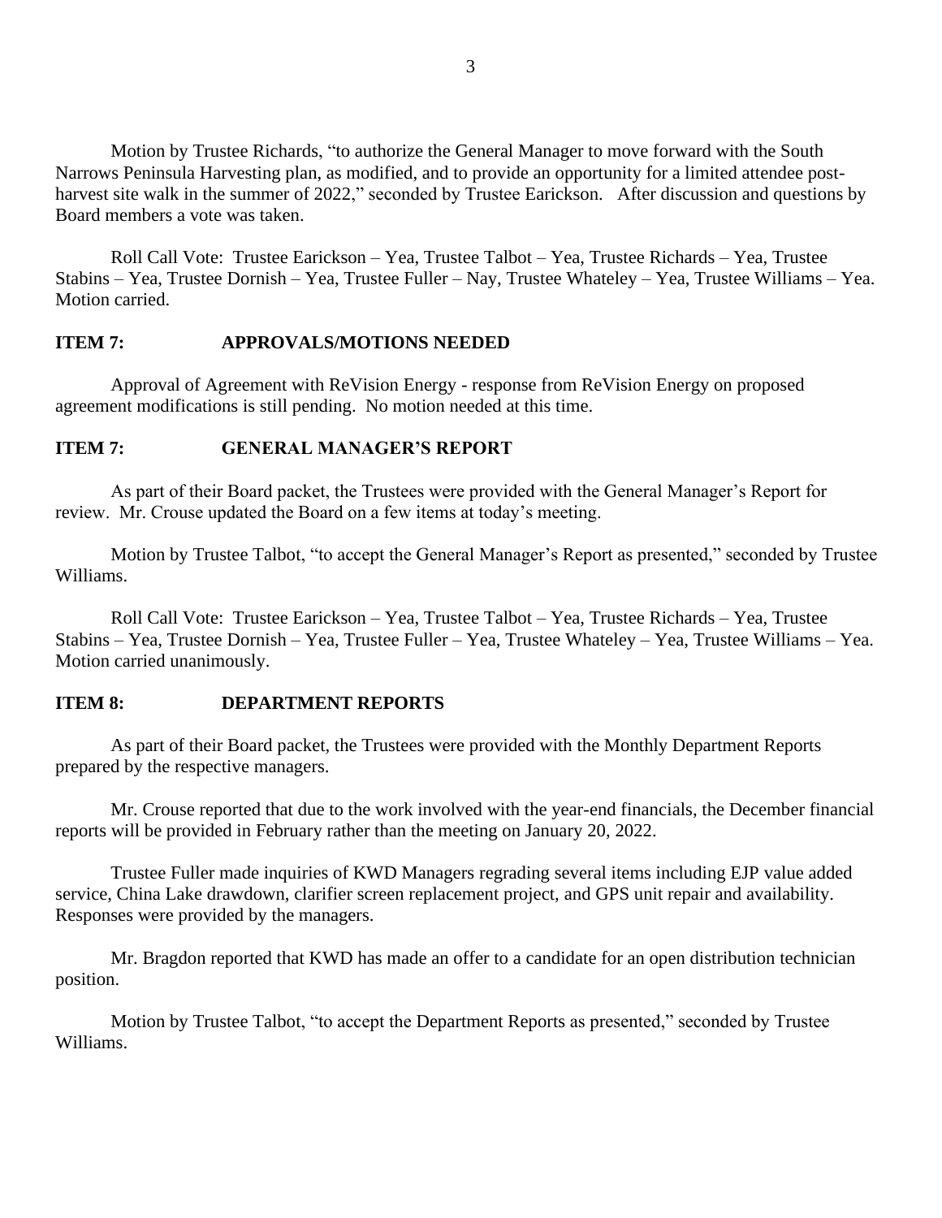Motion by Trustee Richards, "to authorize the General Manager to move forward with the South Narrows Peninsula Harvesting plan, as modified, and to provide an opportunity for a limited attendee post-harvest site walk in the summer of 2022," seconded by Trustee Earickson. After discussion and questions by Board members a vote was taken.

Roll Call Vote: Trustee Earickson – Yea, Trustee Talbot – Yea, Trustee Richards – Yea, Trustee Stabins – Yea, Trustee Dornish – Yea, Trustee Fuller – Nay, Trustee Whateley – Yea, Trustee Williams – Yea. Motion carried.

**ITEM 7: APPROVALS/MOTIONS NEEDED**

Approval of Agreement with ReVision Energy - response from ReVision Energy on proposed agreement modifications is still pending. No motion needed at this time.

**ITEM 7: GENERAL MANAGER'S REPORT**

As part of their Board packet, the Trustees were provided with the General Manager's Report for review. Mr. Crouse updated the Board on a few items at today's meeting.

Motion by Trustee Talbot, "to accept the General Manager's Report as presented," seconded by Trustee Williams.

Roll Call Vote: Trustee Earickson – Yea, Trustee Talbot – Yea, Trustee Richards – Yea, Trustee Stabins – Yea, Trustee Dornish – Yea, Trustee Fuller – Yea, Trustee Whateley – Yea, Trustee Williams – Yea. Motion carried unanimously.

**ITEM 8: DEPARTMENT REPORTS**

As part of their Board packet, the Trustees were provided with the Monthly Department Reports prepared by the respective managers.

Mr. Crouse reported that due to the work involved with the year-end financials, the December financial reports will be provided in February rather than the meeting on January 20, 2022.

Trustee Fuller made inquiries of KWD Managers regrading several items including EJP value added service, China Lake drawdown, clarifier screen replacement project, and GPS unit repair and availability. Responses were provided by the managers.

Mr. Bragdon reported that KWD has made an offer to a candidate for an open distribution technician position.

Motion by Trustee Talbot, "to accept the Department Reports as presented," seconded by Trustee Williams.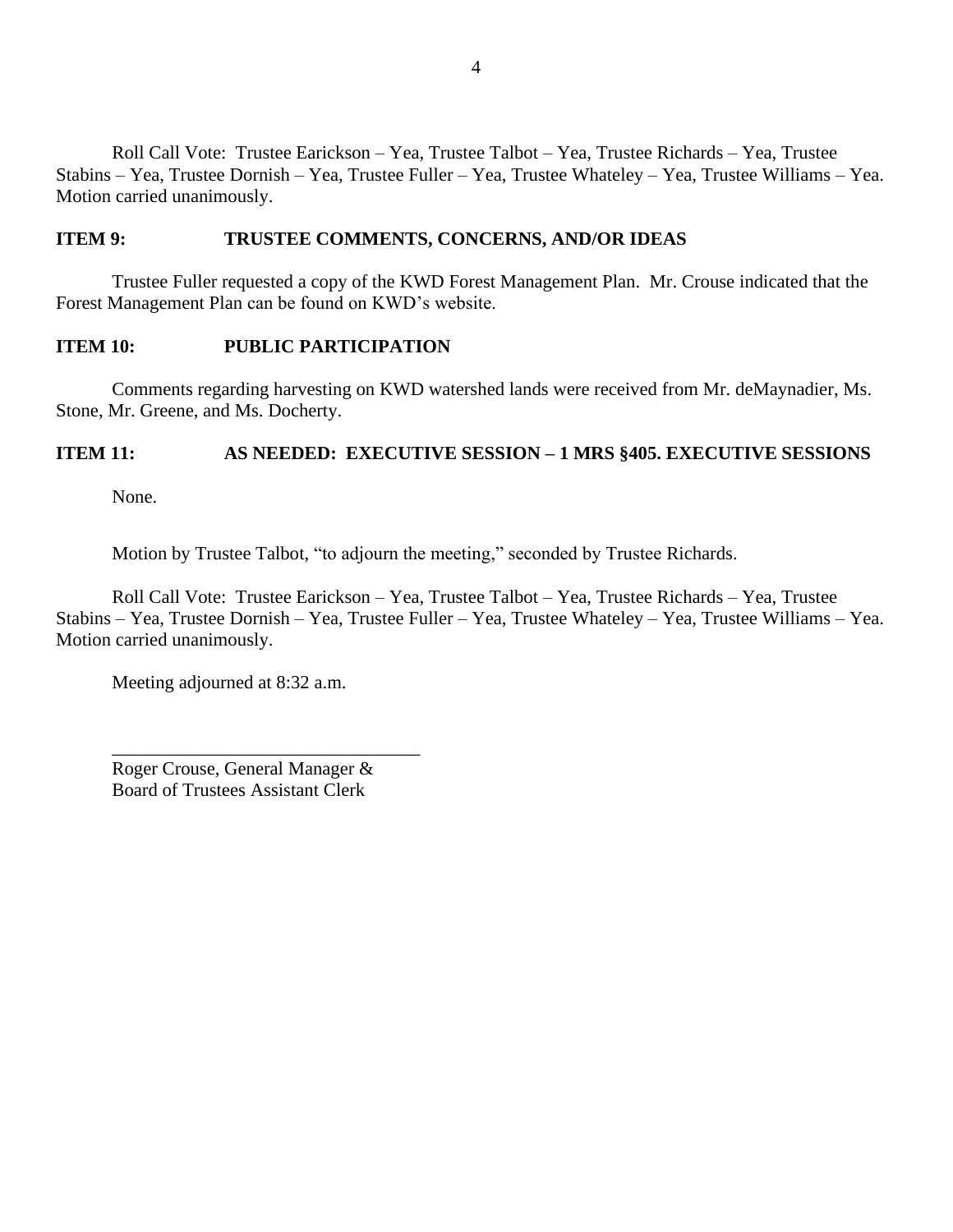Roll Call Vote: Trustee Earickson – Yea, Trustee Talbot – Yea, Trustee Richards – Yea, Trustee Stabins – Yea, Trustee Dornish – Yea, Trustee Fuller – Yea, Trustee Whateley – Yea, Trustee Williams – Yea. Motion carried unanimously.

**ITEM 9: TRUSTEE COMMENTS, CONCERNS, AND/OR IDEAS**

Trustee Fuller requested a copy of the KWD Forest Management Plan. Mr. Crouse indicated that the Forest Management Plan can be found on KWD's website.

**ITEM 10: PUBLIC PARTICIPATION**

Comments regarding harvesting on KWD watershed lands were received from Mr. deMaynadier, Ms. Stone, Mr. Greene, and Ms. Docherty.

**ITEM 11: AS NEEDED: EXECUTIVE SESSION – 1 MRS §405. EXECUTIVE SESSIONS**

None.

Motion by Trustee Talbot, "to adjourn the meeting," seconded by Trustee Richards.

Roll Call Vote: Trustee Earickson – Yea, Trustee Talbot – Yea, Trustee Richards – Yea, Trustee Stabins – Yea, Trustee Dornish – Yea, Trustee Fuller – Yea, Trustee Whateley – Yea, Trustee Williams – Yea. Motion carried unanimously.

Meeting adjourned at 8:32 a.m.

\_\_\_\_\_\_\_\_\_\_\_\_\_\_\_\_\_\_\_\_\_\_\_\_\_\_\_\_\_\_\_\_\_\_

Roger Crouse, General Manager &
Board of Trustees Assistant Clerk